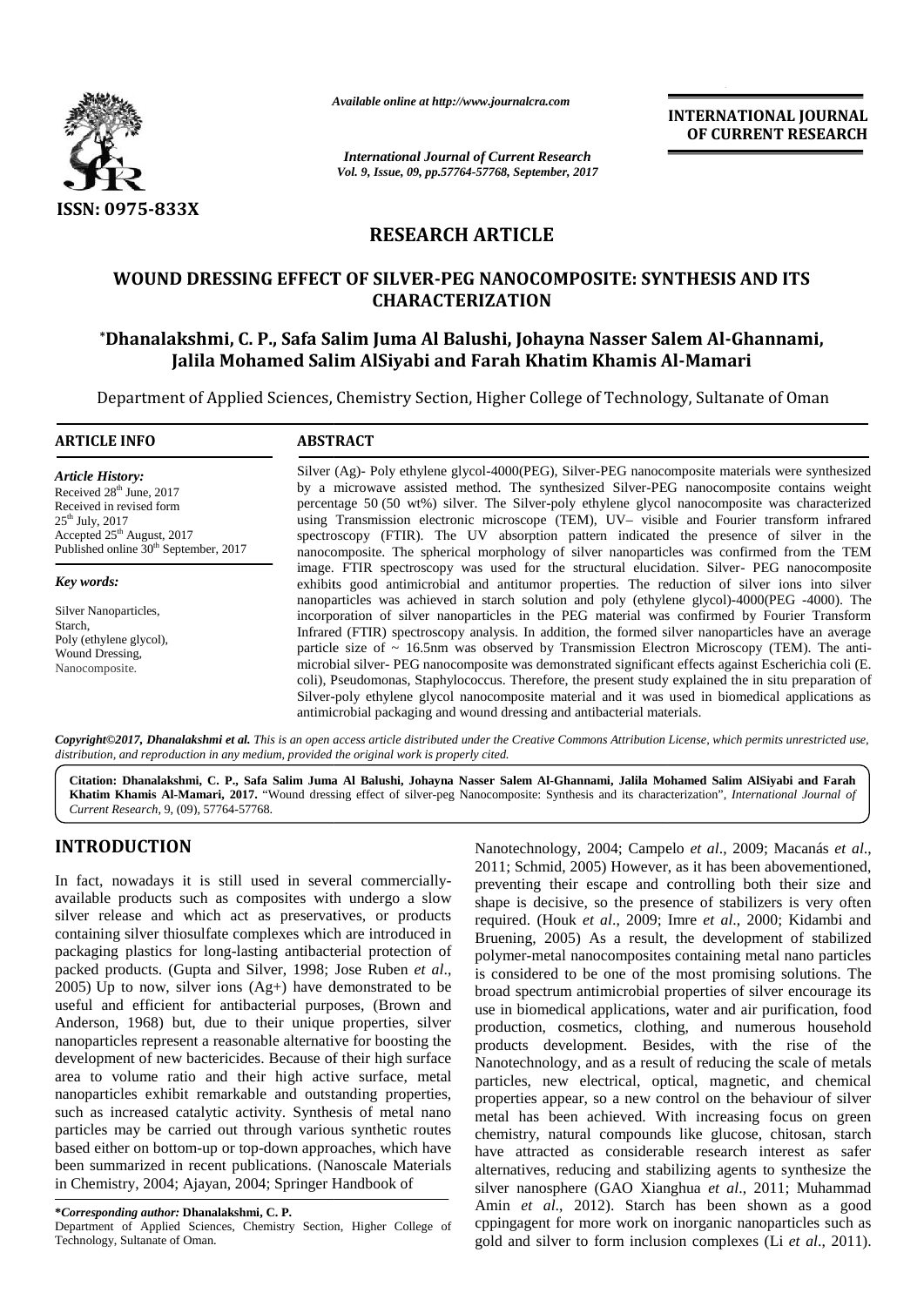*Available online at http://www.journalcra.com*

*International Journal of Current Research*

**INTERNATIONAL JOURNAL OF CURRENT RESEARCH**

ISSN: 0975-833X

## RESEARCH ARTICLE

# WOUND DRESSING EFFECT OF SILVER-PEG NANOCOMPOSITE: SYNTHESIS AND ITS CHARACTERIZATION

**\*Dhanalakshmi, C. P., Safa Salim Juma Al Balushi, Johayna Nasser Salem Al-Ghannami, Jalila Mohamed Salim AlSiyabi and Farah Khatim Khamis Al-Mamari**

Department of Applied Sciences, Chemistry Section, Higher College of Technology, Sultanate of Oman

### ARTICLE INFO

*Article History:*

Received 28th June, 2017

Received in revised form 25th July, 2017

Accepted 25th August, 2017

Published online 30th September, 2017

*Key words:*

Silver Nanoparticles, Starch, Poly (ethylene glycol), Wound Dressing, Nanocomposite.

### ABSTRACT

Silver (Ag)- Poly ethylene glycol-4000(PEG), Silver-PEG nanocomposite materials were synthesized by a microwave assisted method. The synthesized Silver-PEG nanocomposite contains weight percentage 50 (50 wt%) silver. The Silver-poly ethylene glycol nanocomposite was characterized using Transmission electronic microscope (TEM), UV– visible and Fourier transform infrared spectroscopy (FTIR). The UV absorption pattern indicated the presence of silver in the nanocomposite. The spherical morphology of silver nanoparticles was confirmed from the TEM image. FTIR spectroscopy was used for the structural elucidation. Silver- PEG nanocomposite exhibits good antimicrobial and antitumor properties. The reduction of silver ions into silver nanoparticles was achieved in starch solution and poly (ethylene glycol)-4000(PEG -4000). The incorporation of silver nanoparticles in the PEG material was confirmed by Fourier Transform Infrared (FTIR) spectroscopy analysis. In addition, the formed silver nanoparticles have an average particle size of ~ 16.5nm was observed by Transmission Electron Microscopy (TEM). The anti-microbial silver- PEG nanocomposite was demonstrated significant effects against Escherichia coli (E. coli), Pseudomonas, Staphylococcus. Therefore, the present study explained the in situ preparation of Silver-poly ethylene glycol nanocomposite material and it was used in biomedical applications as antimicrobial packaging and wound dressing and antibacterial materials.

*Copyright©2017, Dhanalakshmi et al. This is an open access article distributed under the Creative Commons Attribution License, which permits unrestricted use, distribution, and reproduction in any medium, provided the original work is properly cited.*

**Citation: Dhanalakshmi, C. P., Safa Salim Juma Al Balushi, Johayna Nasser Salem Al-Ghannami, Jalila Mohamed Salim AlSiyabi and Farah Khatim Khamis Al-Mamari, 2017.** "Wound dressing effect of silver-peg Nanocomposite: Synthesis and its characterization", *International Journal of Current Research*, 9, (09), 57764-57768.

## INTRODUCTION

In fact, nowadays it is still used in several commercially-available products such as composites with undergo a slow silver release and which act as preservatives, or products containing silver thiosulfate complexes which are introduced in packaging plastics for long-lasting antibacterial protection of packed products. (Gupta and Silver, 1998; Jose Ruben *et al*., 2005) Up to now, silver ions ($Ag^{+}$) have demonstrated to be useful and efficient for antibacterial purposes, (Brown and Anderson, 1968) but, due to their unique properties, silver nanoparticles represent a reasonable alternative for boosting the development of new bactericides. Because of their high surface area to volume ratio and their high active surface, metal nanoparticles exhibit remarkable and outstanding properties, such as increased catalytic activity. Synthesis of metal nano particles may be carried out through various synthetic routes based either on bottom-up or top-down approaches, which have been summarized in recent publications. (Nanoscale Materials in Chemistry, 2004; Ajayan, 2004; Springer Handbook of Nanotechnology, 2004; Campelo *et al*., 2009; Macanás *et al*., 2011; Schmid, 2005) However, as it has been abovementioned, preventing their escape and controlling both their size and shape is decisive, so the presence of stabilizers is very often required. (Houk *et al*., 2009; Imre *et al*., 2000; Kidambi and Bruening, 2005) As a result, the development of stabilized polymer-metal nanocomposites containing metal nano particles is considered to be one of the most promising solutions. The broad spectrum antimicrobial properties of silver encourage its use in biomedical applications, water and air purification, food production, cosmetics, clothing, and numerous household products development. Besides, with the rise of the Nanotechnology, and as a result of reducing the scale of metals particles, new electrical, optical, magnetic, and chemical properties appear, so a new control on the behaviour of silver metal has been achieved. With increasing focus on green chemistry, natural compounds like glucose, chitosan, starch have attracted as considerable research interest as safer alternatives, reducing and stabilizing agents to synthesize the silver nanosphere (GAO Xianghua *et al*., 2011; Muhammad Amin *et al*., 2012). Starch has been shown as a good cppingagent for more work on inorganic nanoparticles such as gold and silver to form inclusion complexes (Li *et al*., 2011).

**\*Corresponding author: Dhanalakshmi, C. P.**

Department of Applied Sciences, Chemistry Section, Higher College of Technology, Sultanate of Oman.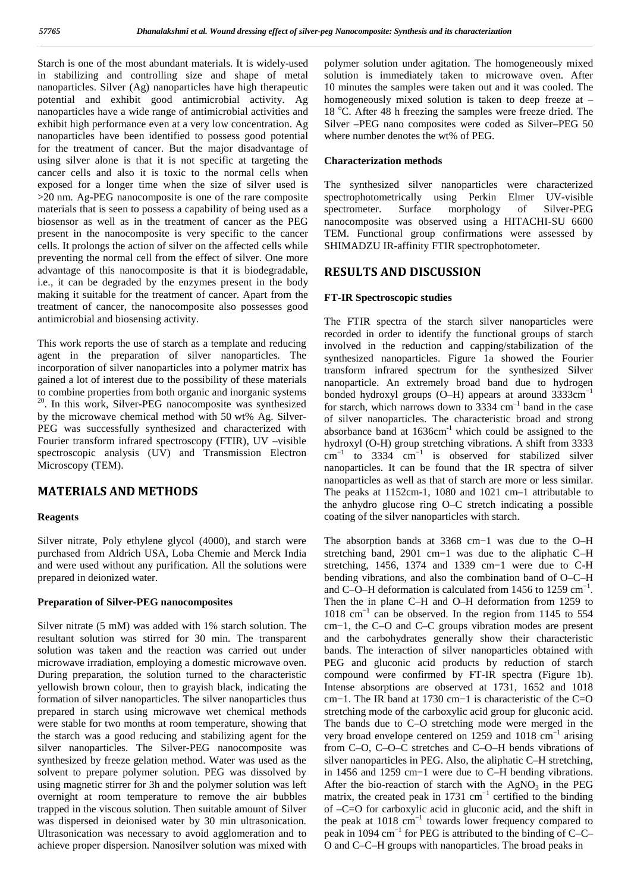Starch is one of the most abundant materials. It is widely-used in stabilizing and controlling size and shape of metal nanoparticles. Silver (Ag) nanoparticles have high therapeutic potential and exhibit good antimicrobial activity. Ag nanoparticles have a wide range of antimicrobial activities and exhibit high performance even at a very low concentration. Ag nanoparticles have been identified to possess good potential for the treatment of cancer. But the major disadvantage of using silver alone is that it is not specific at targeting the cancer cells and also it is toxic to the normal cells when exposed for a longer time when the size of silver used is >20 nm. Ag-PEG nanocomposite is one of the rare composite materials that is seen to possess a capability of being used as a biosensor as well as in the treatment of cancer as the PEG present in the nanocomposite is very specific to the cancer cells. It prolongs the action of silver on the affected cells while preventing the normal cell from the effect of silver. One more advantage of this nanocomposite is that it is biodegradable, i.e., it can be degraded by the enzymes present in the body making it suitable for the treatment of cancer. Apart from the treatment of cancer, the nanocomposite also possesses good antimicrobial and biosensing activity.

This work reports the use of starch as a template and reducing agent in the preparation of silver nanoparticles. The incorporation of silver nanoparticles into a polymer matrix has gained a lot of interest due to the possibility of these materials to combine properties from both organic and inorganic systems [20]. In this work, Silver-PEG nanocomposite was synthesized by the microwave chemical method with 50 wt% Ag. Silver-PEG was successfully synthesized and characterized with Fourier transform infrared spectroscopy (FTIR), UV –visible spectroscopic analysis (UV) and Transmission Electron Microscopy (TEM).

## MATERIALS AND METHODS

### Reagents

Silver nitrate, Poly ethylene glycol (4000), and starch were purchased from Aldrich USA, Loba Chemie and Merck India and were used without any purification. All the solutions were prepared in deionized water.

### Preparation of Silver-PEG nanocomposites

Silver nitrate (5 mM) was added with 1% starch solution. The resultant solution was stirred for 30 min. The transparent solution was taken and the reaction was carried out under microwave irradiation, employing a domestic microwave oven. During preparation, the solution turned to the characteristic yellowish brown colour, then to grayish black, indicating the formation of silver nanoparticles. The silver nanoparticles thus prepared in starch using microwave wet chemical methods were stable for two months at room temperature, showing that the starch was a good reducing and stabilizing agent for the silver nanoparticles. The Silver-PEG nanocomposite was synthesized by freeze gelation method. Water was used as the solvent to prepare polymer solution. PEG was dissolved by using magnetic stirrer for 3h and the polymer solution was left overnight at room temperature to remove the air bubbles trapped in the viscous solution. Then suitable amount of Silver was dispersed in deionised water by 30 min ultrasonication. Ultrasonication was necessary to avoid agglomeration and to achieve proper dispersion. Nanosilver solution was mixed with polymer solution under agitation. The homogeneously mixed solution is immediately taken to microwave oven. After 10 minutes the samples were taken out and it was cooled. The homogeneously mixed solution is taken to deep freeze at – 18 °C. After 48 h freezing the samples were freeze dried. The Silver –PEG nano composites were coded as Silver–PEG 50 where number denotes the wt% of PEG.

### Characterization methods

The synthesized silver nanoparticles were characterized spectrophotometrically using Perkin Elmer UV-visible spectrometer. Surface morphology of Silver-PEG nanocomposite was observed using a HITACHI-SU 6600 TEM. Functional group confirmations were assessed by SHIMADZU IR-affinity FTIR spectrophotometer.

## RESULTS AND DISCUSSION

### FT-IR Spectroscopic studies

The FTIR spectra of the starch silver nanoparticles were recorded in order to identify the functional groups of starch involved in the reduction and capping/stabilization of the synthesized nanoparticles. Figure 1a showed the Fourier transform infrared spectrum for the synthesized Silver nanoparticle. An extremely broad band due to hydrogen bonded hydroxyl groups (O–H) appears at around 3333cm$^{-1}$ for starch, which narrows down to 3334 cm$^{-1}$ band in the case of silver nanoparticles. The characteristic broad and strong absorbance band at 1636cm$^{-1}$ which could be assigned to the hydroxyl (O-H) group stretching vibrations. A shift from 3333 cm$^{-1}$ to 3334 cm$^{-1}$ is observed for stabilized silver nanoparticles. It can be found that the IR spectra of silver nanoparticles as well as that of starch are more or less similar. The peaks at 1152cm-1, 1080 and 1021 cm–1 attributable to the anhydro glucose ring O–C stretch indicating a possible coating of the silver nanoparticles with starch.

The absorption bands at 3368 cm−1 was due to the O–H stretching band, 2901 cm−1 was due to the aliphatic C–H stretching, 1456, 1374 and 1339 cm−1 were due to C-H bending vibrations, and also the combination band of O–C–H and C–O–H deformation is calculated from 1456 to 1259 cm$^{-1}$. Then the in plane C–H and O–H deformation from 1259 to 1018 cm$^{-1}$ can be observed. In the region from 1145 to 554 cm−1, the C–O and C–C groups vibration modes are present and the carbohydrates generally show their characteristic bands. The interaction of silver nanoparticles obtained with PEG and gluconic acid products by reduction of starch compound were confirmed by FT-IR spectra (Figure 1b). Intense absorptions are observed at 1731, 1652 and 1018 cm−1. The IR band at 1730 cm−1 is characteristic of the C=O stretching mode of the carboxylic acid group for gluconic acid. The bands due to C–O stretching mode were merged in the very broad envelope centered on 1259 and 1018 cm$^{-1}$ arising from C–O, C–O–C stretches and C–O–H bends vibrations of silver nanoparticles in PEG. Also, the aliphatic C–H stretching, in 1456 and 1259 cm−1 were due to C–H bending vibrations. After the bio-reaction of starch with the $AgNO_3$ in the PEG matrix, the created peak in 1731 cm$^{-1}$ certified to the binding of –C=O for carboxylic acid in gluconic acid, and the shift in the peak at 1018 cm$^{-1}$ towards lower frequency compared to peak in 1094 cm$^{-1}$ for PEG is attributed to the binding of C–C–O and C–C–H groups with nanoparticles. The broad peaks in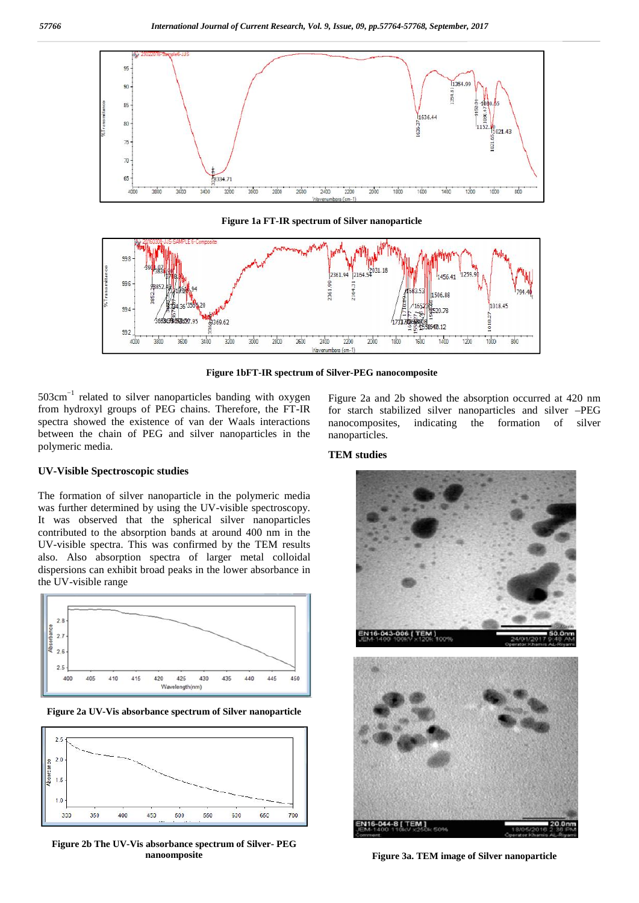Figure 1a FT-IR spectrum of Silver nanoparticle

Figure 1bFT-IR spectrum of Silver-PEG nanocomposite

503cm$^{-1}$ related to silver nanoparticles banding with oxygen from hydroxyl groups of PEG chains. Therefore, the FT-IR spectra showed the existence of van der Waals interactions between the chain of PEG and silver nanoparticles in the polymeric media.

### UV-Visible Spectroscopic studies

The formation of silver nanoparticle in the polymeric media was further determined by using the UV-visible spectroscopy. It was observed that the spherical silver nanoparticles contributed to the absorption bands at around 400 nm in the UV-visible spectra. This was confirmed by the TEM results also. Also absorption spectra of larger metal colloidal dispersions can exhibit broad peaks in the lower absorbance in the UV-visible range

Figure 2a UV-Vis absorbance spectrum of Silver nanoparticle

Figure 2b The UV-Vis absorbance spectrum of Silver- PEG nanoomposite

Figure 2a and 2b showed the absorption occurred at 420 nm for starch stabilized silver nanoparticles and silver –PEG nanocomposites, indicating the formation of silver nanoparticles.

### TEM studies

Figure 3a. TEM image of Silver nanoparticle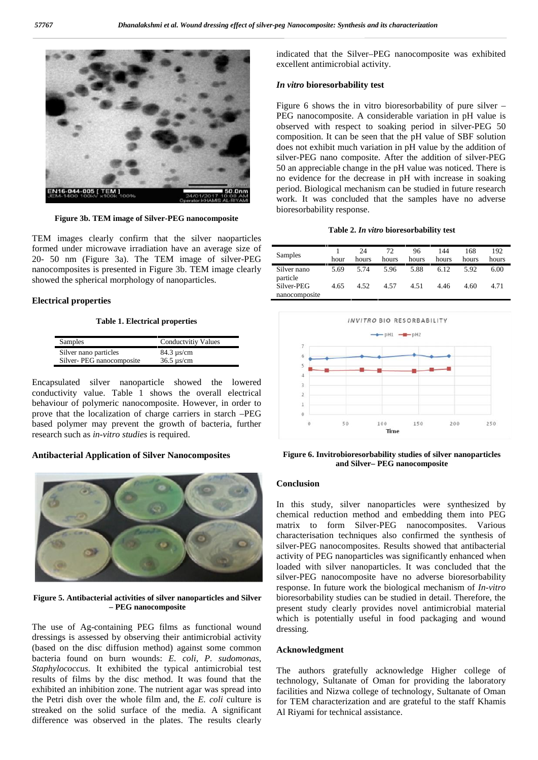Figure 3b. TEM image of Silver-PEG nanocomposite

TEM images clearly confirm that the silver naoparticles formed under microwave irradiation have an average size of 20- 50 nm (Figure 3a). The TEM image of silver-PEG nanocomposites is presented in Figure 3b. TEM image clearly showed the spherical morphology of nanoparticles.

## Electrical properties

**Table 1. Electrical properties**

| Samples | Conductvitiy Values |
|---|---|
| Silver nano particles | 84.3 µs/cm |
| Silver- PEG nanocomposite | 36.5 µs/cm |

Encapsulated silver nanoparticle showed the lowered conductivity value. Table 1 shows the overall electrical behaviour of polymeric nanocomposite. However, in order to prove that the localization of charge carriers in starch –PEG based polymer may prevent the growth of bacteria, further research such as *in-vitro studies* is required.

## Antibacterial Application of Silver Nanocomposites

Figure 5. Antibacterial activities of silver nanoparticles and Silver – PEG nanocomposite

The use of Ag-containing PEG films as functional wound dressings is assessed by observing their antimicrobial activity (based on the disc diffusion method) against some common bacteria found on burn wounds: *E. coli*, *P. sudomonas*, *Staphylococcus.* It exhibited the typical antimicrobial test results of films by the disc method. It was found that the exhibited an inhibition zone. The nutrient agar was spread into the Petri dish over the whole film and, the *E. coli* culture is streaked on the solid surface of the media. A significant difference was observed in the plates. The results clearly indicated that the Silver–PEG nanocomposite was exhibited excellent antimicrobial activity.

## *In vitro* bioresorbability test

Figure 6 shows the in vitro bioresorbability of pure silver – PEG nanocomposite. A considerable variation in pH value is observed with respect to soaking period in silver-PEG 50 composition. It can be seen that the pH value of SBF solution does not exhibit much variation in pH value by the addition of silver-PEG nano composite. After the addition of silver-PEG 50 an appreciable change in the pH value was noticed. There is no evidence for the decrease in pH with increase in soaking period. Biological mechanism can be studied in future research work. It was concluded that the samples have no adverse bioresorbability response.

**Table 2. *In vitro* bioresorbability test**

| Samples | 1 hour | 24 hours | 72 hours | 96 hours | 144 hours | 168 hours | 192 hours |
|---|---|---|---|---|---|---|---|
| Silver nano particle | 5.69 | 5.74 | 5.96 | 5.88 | 6.12 | 5.92 | 6.00 |
| Silver-PEG nanocomposite | 4.65 | 4.52 | 4.57 | 4.51 | 4.46 | 4.60 | 4.71 |

Figure 6. Invitrobioresorbability studies of silver nanoparticles and Silver– PEG nanocomposite

## Conclusion

In this study, silver nanoparticles were synthesized by chemical reduction method and embedding them into PEG matrix to form Silver-PEG nanocomposites. Various characterisation techniques also confirmed the synthesis of silver-PEG nanocomposites. Results showed that antibacterial activity of PEG nanoparticles was significantly enhanced when loaded with silver nanoparticles. It was concluded that the silver-PEG nanocomposite have no adverse bioresorbability response. In future work the biological mechanism of *In-vitro* bioresorbability studies can be studied in detail. Therefore, the present study clearly provides novel antimicrobial material which is potentially useful in food packaging and wound dressing.

## Acknowledgment

The authors gratefully acknowledge Higher college of technology, Sultanate of Oman for providing the laboratory facilities and Nizwa college of technology, Sultanate of Oman for TEM characterization and are grateful to the staff Khamis Al Riyami for technical assistance.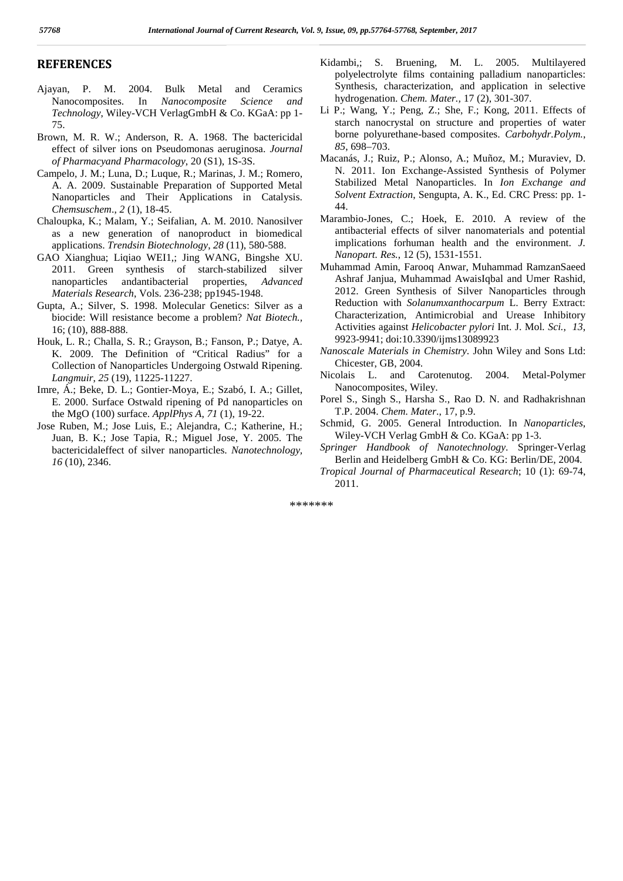## REFERENCES

Ajayan, P. M. 2004. Bulk Metal and Ceramics Nanocomposites. In *Nanocomposite Science and Technology*, Wiley-VCH VerlagGmbH & Co. KGaA: pp 1-75.

Brown, M. R. W.; Anderson, R. A. 1968. The bactericidal effect of silver ions on Pseudomonas aeruginosa. *Journal of Pharmacyand Pharmacology*, 20 (S1), 1S-3S.

Campelo, J. M.; Luna, D.; Luque, R.; Marinas, J. M.; Romero, A. A. 2009. Sustainable Preparation of Supported Metal Nanoparticles and Their Applications in Catalysis. *Chemsuschem*., *2* (1), 18-45.

Chaloupka, K.; Malam, Y.; Seifalian, A. M. 2010. Nanosilver as a new generation of nanoproduct in biomedical applications. *Trendsin Biotechnology*, *28* (11), 580-588.

GAO Xianghua; Liqiao WEI1,; Jing WANG, Bingshe XU. 2011. Green synthesis of starch-stabilized silver nanoparticles andantibacterial properties, *Advanced Materials Research*, Vols. 236-238; pp1945-1948.

Gupta, A.; Silver, S. 1998. Molecular Genetics: Silver as a biocide: Will resistance become a problem? *Nat Biotech.,* 16; (10), 888-888.

Houk, L. R.; Challa, S. R.; Grayson, B.; Fanson, P.; Datye, A. K. 2009. The Definition of "Critical Radius" for a Collection of Nanoparticles Undergoing Ostwald Ripening. *Langmuir*, *25* (19), 11225-11227.

Imre, Á.; Beke, D. L.; Gontier-Moya, E.; Szabó, I. A.; Gillet, E. 2000. Surface Ostwald ripening of Pd nanoparticles on the MgO (100) surface. *ApplPhys A, 71* (1), 19-22.

Jose Ruben, M.; Jose Luis, E.; Alejandra, C.; Katherine, H.; Juan, B. K.; Jose Tapia, R.; Miguel Jose, Y. 2005. The bactericidaleffect of silver nanoparticles. *Nanotechnology, 16* (10), 2346.

Kidambi,; S. Bruening, M. L. 2005. Multilayered polyelectrolyte films containing palladium nanoparticles: Synthesis, characterization, and application in selective hydrogenation. *Chem. Mater.,* 17 (2), 301-307.

Li P.; Wang, Y.; Peng, Z.; She, F.; Kong, 2011. Effects of starch nanocrystal on structure and properties of water borne polyurethane-based composites. *Carbohydr.Polym.*, *85*, 698–703.

Macanás, J.; Ruiz, P.; Alonso, A.; Muñoz, M.; Muraviev, D. N. 2011. Ion Exchange-Assisted Synthesis of Polymer Stabilized Metal Nanoparticles. In *Ion Exchange and Solvent Extraction*, Sengupta, A. K., Ed. CRC Press: pp. 1-44.

Marambio-Jones, C.; Hoek, E. 2010. A review of the antibacterial effects of silver nanomaterials and potential implications forhuman health and the environment. *J. Nanopart. Res.*, 12 (5), 1531-1551.

Muhammad Amin, Farooq Anwar, Muhammad RamzanSaeed Ashraf Janjua, Muhammad AwaisIqbal and Umer Rashid, 2012. Green Synthesis of Silver Nanoparticles through Reduction with *Solanumxanthocarpum* L. Berry Extract: Characterization, Antimicrobial and Urease Inhibitory Activities against *Helicobacter pylori* Int. J. Mol. *Sci.*, *13*, 9923-9941; doi:10.3390/ijms13089923

*Nanoscale Materials in Chemistry*. John Wiley and Sons Ltd: Chicester, GB, 2004.

Nicolais L. and Carotenutog. 2004. Metal-Polymer Nanocomposites, Wiley.

Porel S., Singh S., Harsha S., Rao D. N. and Radhakrishnan T.P. 2004. *Chem. Mater*., 17, p.9.

Schmid, G. 2005. General Introduction. In *Nanoparticles*, Wiley-VCH Verlag GmbH & Co. KGaA: pp 1-3.

*Springer Handbook of Nanotechnology*. Springer-Verlag Berlin and Heidelberg GmbH & Co. KG: Berlin/DE, 2004.

*Tropical Journal of Pharmaceutical Research*; 10 (1): 69-74, 2011.

*******